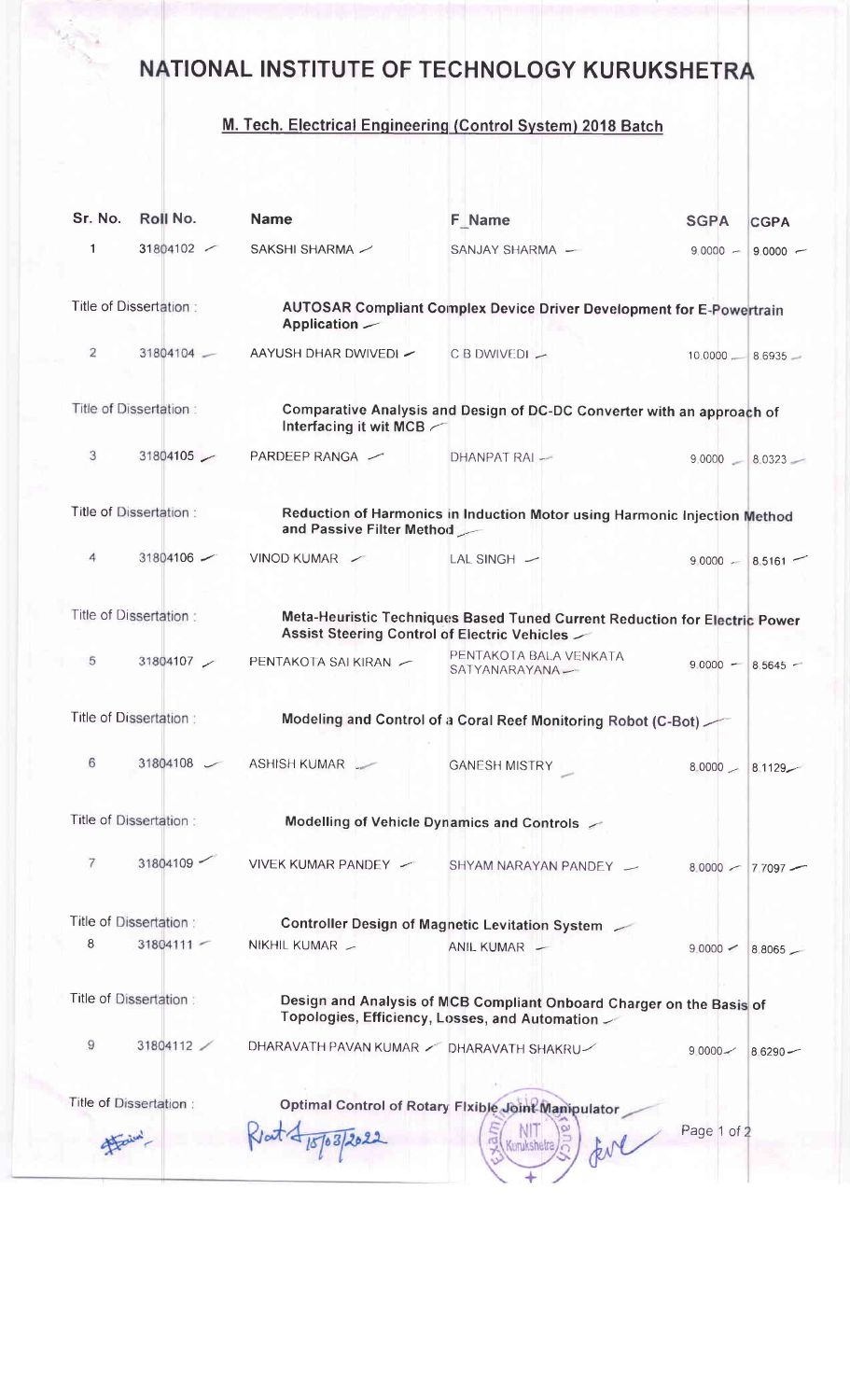# NATIONAL INSTITUTE OF TECHNOLOGY KURUKSHETRA

## M. Tech. Electrical Engineering (Control System) 2018 Batch

| Sr. No. | Roll No. | Name | F_Name | SGPA | CGPA |
|---|---|---|---|---|---|
| 1 | 31804102 | SAKSHI SHARMA | SANJAY SHARMA | 9.0000 | 9.0000 |
| Title of Dissertation : | | **AUTOSAR Compliant Complex Device Driver Development for E-Powertrain Application** | | | |
| 2 | 31804104 | AAYUSH DHAR DWIVEDI | C B DWIVEDI | 10.0000 | 8.6935 |
| Title of Dissertation : | | **Comparative Analysis and Design of DC-DC Converter with an approach of Interfacing it wit MCB** | | | |
| 3 | 31804105 | PARDEEP RANGA | DHANPAT RAI | 9.0000 | 8.0323 |
| Title of Dissertation : | | **Reduction of Harmonics in Induction Motor using Harmonic Injection Method and Passive Filter Method** | | | |
| 4 | 31804106 | VINOD KUMAR | LAL SINGH | 9.0000 | 8.5161 |
| Title of Dissertation : | | **Meta-Heuristic Techniques Based Tuned Current Reduction for Electric Power Assist Steering Control of Electric Vehicles** | | | |
| 5 | 31804107 | PENTAKOTA SAI KIRAN | PENTAKOTA BALA VENKATA SATYANARAYANA | 9.0000 | 8.5645 |
| Title of Dissertation : | | **Modeling and Control of a Coral Reef Monitoring Robot (C-Bot)** | | | |
| 6 | 31804108 | ASHISH KUMAR | GANESH MISTRY | 8.0000 | 8.1129 |
| Title of Dissertation : | | **Modelling of Vehicle Dynamics and Controls** | | | |
| 7 | 31804109 | VIVEK KUMAR PANDEY | SHYAM NARAYAN PANDEY | 8.0000 | 7.7097 |
| Title of Dissertation : | | **Controller Design of Magnetic Levitation System** | | | |
| 8 | 31804111 | NIKHIL KUMAR | ANIL KUMAR | 9.0000 | 8.8065 |
| Title of Dissertation : | | **Design and Analysis of MCB Compliant Onboard Charger on the Basis of Topologies, Efficiency, Losses, and Automation** | | | |
| 9 | 31804112 | DHARAVATH PAVAN KUMAR | DHARAVATH SHAKRU | 9.0000 | 8.6290 |
| Title of Dissertation : | | **Optimal Control of Rotary Flxible Joint Manipulator** | | | |

15/03/2022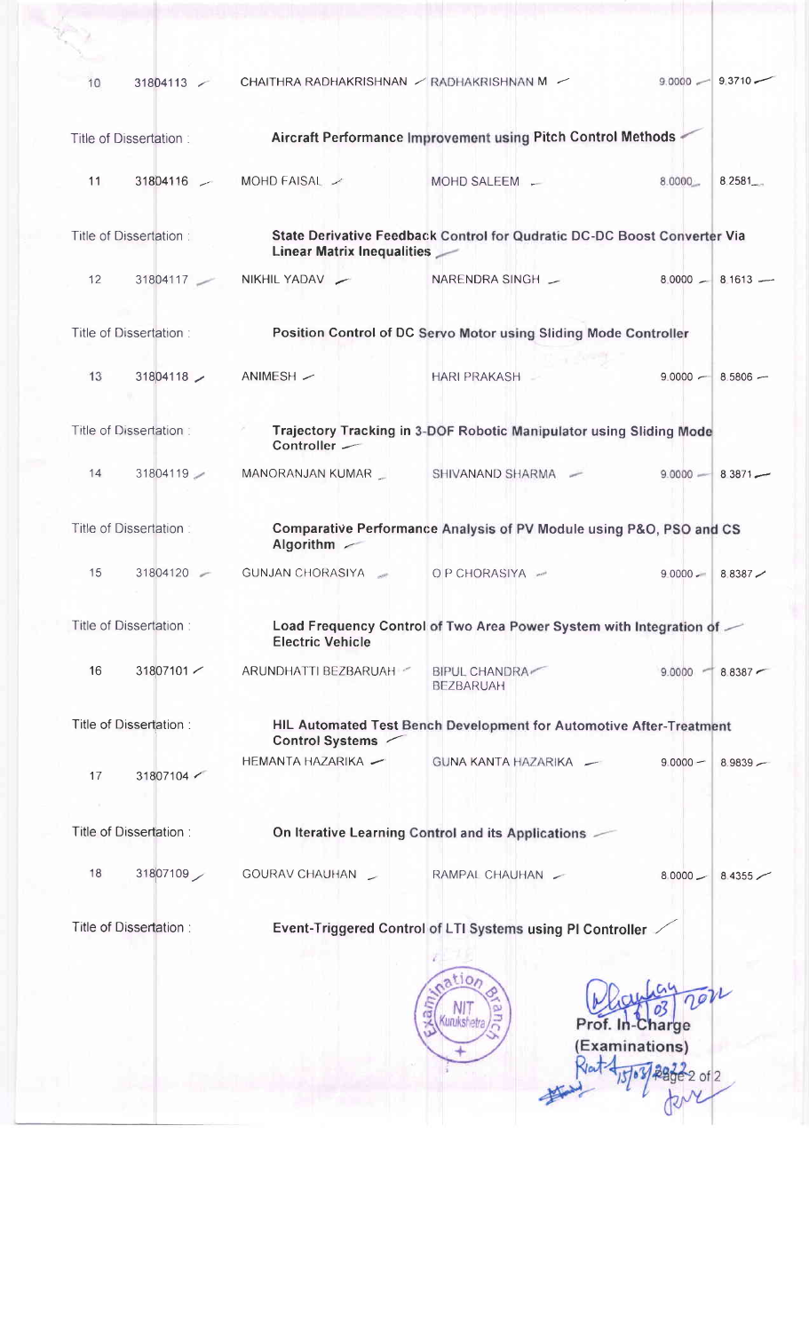| | | | | | |
|---|---|---|---|---|---|
| 10 | 31804113 | CHAITHRA RADHAKRISHNAN | RADHAKRISHNAN M | 9.0000 | 9.3710 |
| Title of Dissertation : | **Aircraft Performance Improvement using Pitch Control Methods** | | | | |
| 11 | 31804116 | MOHD FAISAL | MOHD SALEEM | 8.0000 | 8.2581 |
| Title of Dissertation : | **State Derivative Feedback Control for Qudratic DC-DC Boost Converter Via Linear Matrix Inequalities** | | | | |
| 12 | 31804117 | NIKHIL YADAV | NARENDRA SINGH | 8.0000 | 8.1613 |
| Title of Dissertation : | **Position Control of DC Servo Motor using Sliding Mode Controller** | | | | |
| 13 | 31804118 | ANIMESH | HARI PRAKASH | 9.0000 | 8.5806 |
| Title of Dissertation : | **Trajectory Tracking in 3-DOF Robotic Manipulator using Sliding Mode Controller** | | | | |
| 14 | 31804119 | MANORANJAN KUMAR | SHIVANAND SHARMA | 9.0000 | 8.3871 |
| Title of Dissertation : | **Comparative Performance Analysis of PV Module using P&O, PSO and CS Algorithm** | | | | |
| 15 | 31804120 | GUNJAN CHORASIYA | O P CHORASIYA | 9.0000 | 8.8387 |
| Title of Dissertation : | **Load Frequency Control of Two Area Power System with Integration of Electric Vehicle** | | | | |
| 16 | 31807101 | ARUNDHATTI BEZBARUAH | BIPUL CHANDRA BEZBARUAH | 9.0000 | 8.8387 |
| Title of Dissertation : | **HIL Automated Test Bench Development for Automotive After-Treatment Control Systems** | | | | |
| 17 | 31807104 | HEMANTA HAZARIKA | GUNA KANTA HAZARIKA | 9.0000 | 8.9839 |
| Title of Dissertation : | **On Iterative Learning Control and its Applications** | | | | |
| 18 | 31807109 | GOURAV CHAUHAN | RAMPAL CHAUHAN | 8.0000 | 8.4355 |
| Title of Dissertation : | **Event-Triggered Control of LTI Systems using PI Controller** | | | | |

Examination Branch NIT Kurukshetra

16/03/2022

**Prof. In-Charge**
**(Examinations)**